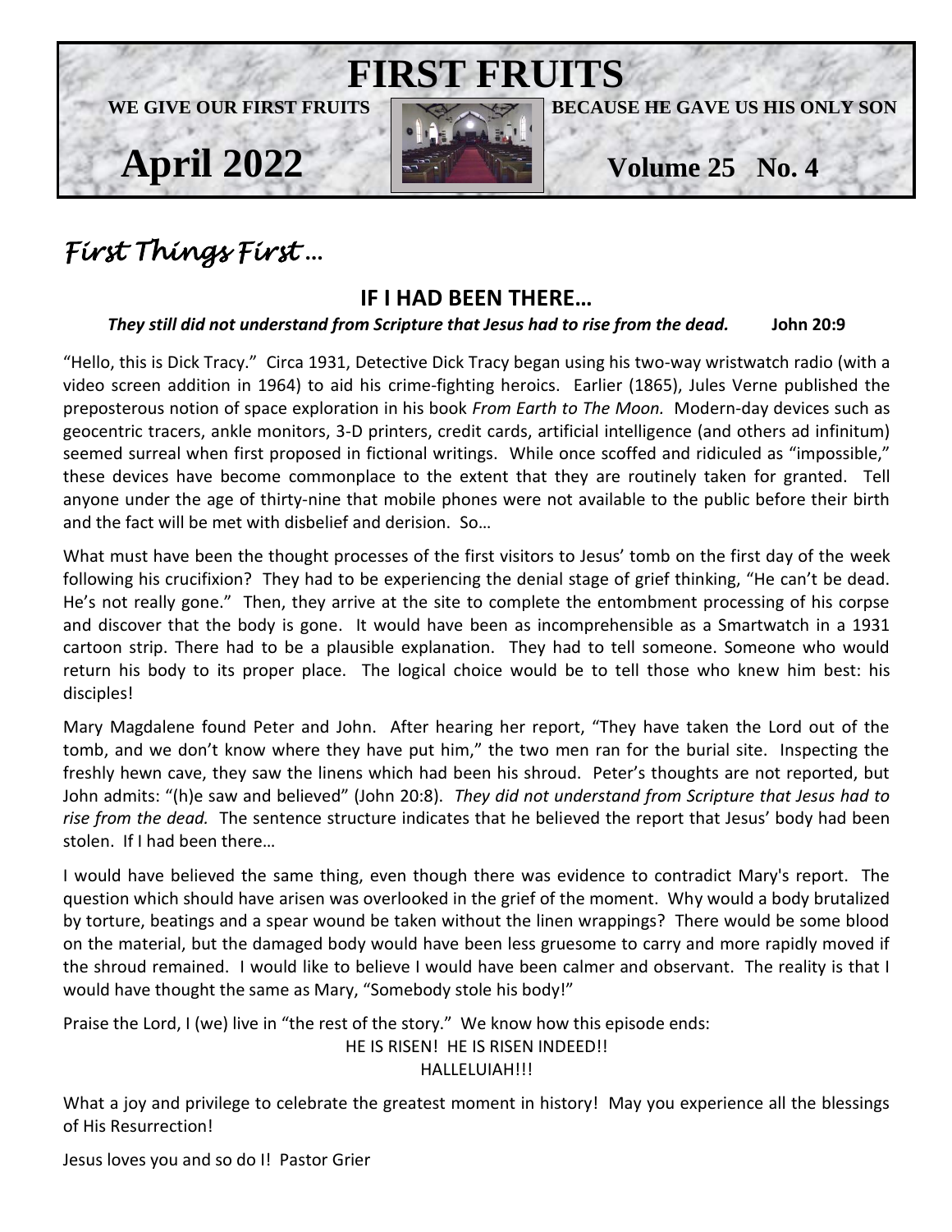# FIRST FRUITS

**WE GIVE OUR FIRST FRUITS BECAUSE HE GAVE US HIS ONLY SON**

**April 2022** **Volume 25 No. 4**

## *First Things First …*

### IF I HAD BEEN THERE…

***They still did not understand from Scripture that Jesus had to rise from the dead.*** **John 20:9**

"Hello, this is Dick Tracy." Circa 1931, Detective Dick Tracy began using his two-way wristwatch radio (with a video screen addition in 1964) to aid his crime-fighting heroics. Earlier (1865), Jules Verne published the preposterous notion of space exploration in his book *From Earth to The Moon.* Modern-day devices such as geocentric tracers, ankle monitors, 3-D printers, credit cards, artificial intelligence (and others ad infinitum) seemed surreal when first proposed in fictional writings. While once scoffed and ridiculed as "impossible," these devices have become commonplace to the extent that they are routinely taken for granted. Tell anyone under the age of thirty-nine that mobile phones were not available to the public before their birth and the fact will be met with disbelief and derision. So…

What must have been the thought processes of the first visitors to Jesus' tomb on the first day of the week following his crucifixion? They had to be experiencing the denial stage of grief thinking, "He can't be dead. He's not really gone." Then, they arrive at the site to complete the entombment processing of his corpse and discover that the body is gone. It would have been as incomprehensible as a Smartwatch in a 1931 cartoon strip. There had to be a plausible explanation. They had to tell someone. Someone who would return his body to its proper place. The logical choice would be to tell those who knew him best: his disciples!

Mary Magdalene found Peter and John. After hearing her report, "They have taken the Lord out of the tomb, and we don't know where they have put him," the two men ran for the burial site. Inspecting the freshly hewn cave, they saw the linens which had been his shroud. Peter's thoughts are not reported, but John admits: "(h)e saw and believed" (John 20:8). *They did not understand from Scripture that Jesus had to rise from the dead.* The sentence structure indicates that he believed the report that Jesus' body had been stolen. If I had been there…

I would have believed the same thing, even though there was evidence to contradict Mary's report. The question which should have arisen was overlooked in the grief of the moment. Why would a body brutalized by torture, beatings and a spear wound be taken without the linen wrappings? There would be some blood on the material, but the damaged body would have been less gruesome to carry and more rapidly moved if the shroud remained. I would like to believe I would have been calmer and observant. The reality is that I would have thought the same as Mary, "Somebody stole his body!"

Praise the Lord, I (we) live in "the rest of the story." We know how this episode ends:

HE IS RISEN! HE IS RISEN INDEED!!
HALLELUIAH!!!

What a joy and privilege to celebrate the greatest moment in history! May you experience all the blessings of His Resurrection!

Jesus loves you and so do I! Pastor Grier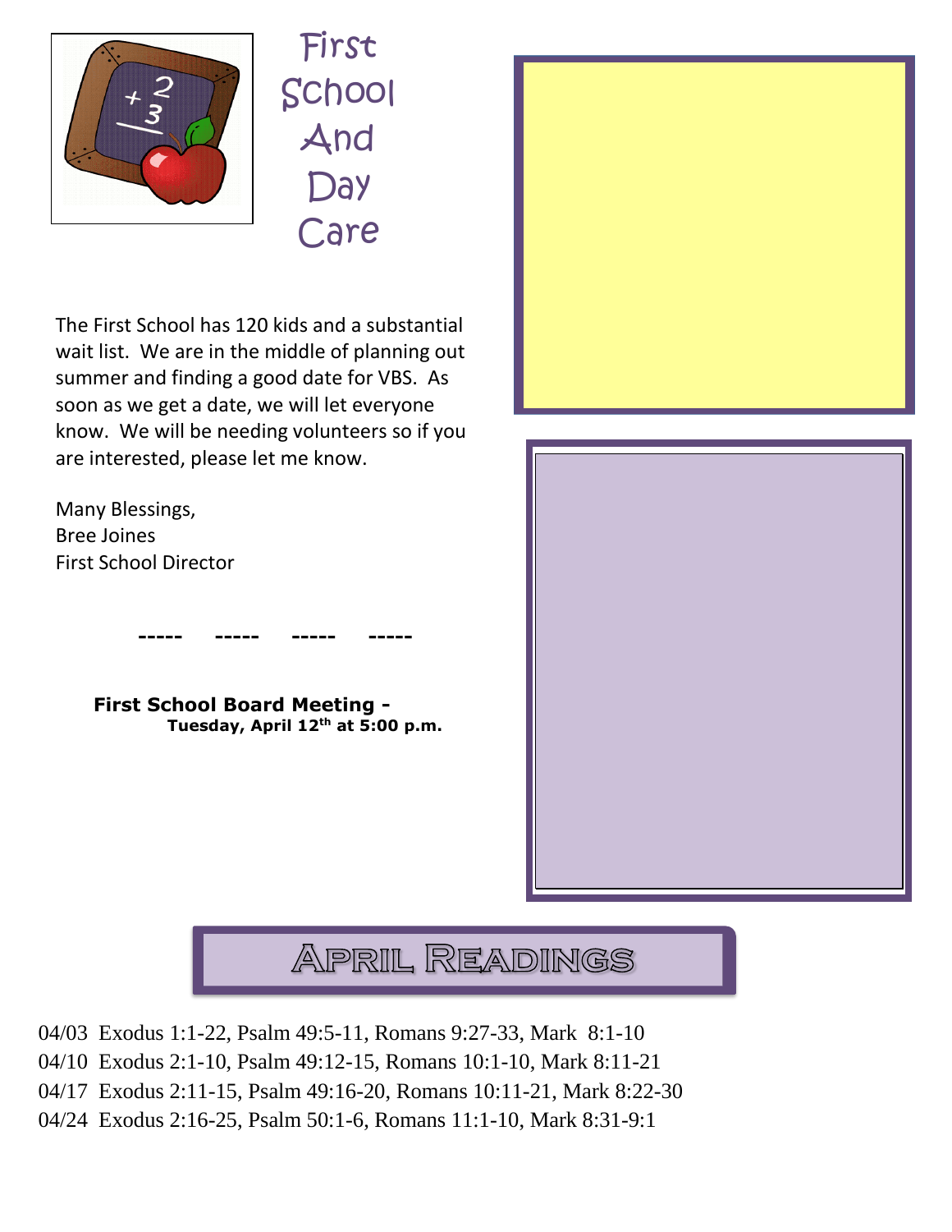# First School And Day Care

The First School has 120 kids and a substantial wait list. We are in the middle of planning out summer and finding a good date for VBS. As soon as we get a date, we will let everyone know. We will be needing volunteers so if you are interested, please let me know.

Many Blessings,
Bree Joines
First School Director

----- ----- ----- -----

**First School Board Meeting -**
**Tuesday, April 12th at 5:00 p.m.**

## April Readings

04/03 Exodus 1:1-22, Psalm 49:5-11, Romans 9:27-33, Mark 8:1-10
04/10 Exodus 2:1-10, Psalm 49:12-15, Romans 10:1-10, Mark 8:11-21
04/17 Exodus 2:11-15, Psalm 49:16-20, Romans 10:11-21, Mark 8:22-30
04/24 Exodus 2:16-25, Psalm 50:1-6, Romans 11:1-10, Mark 8:31-9:1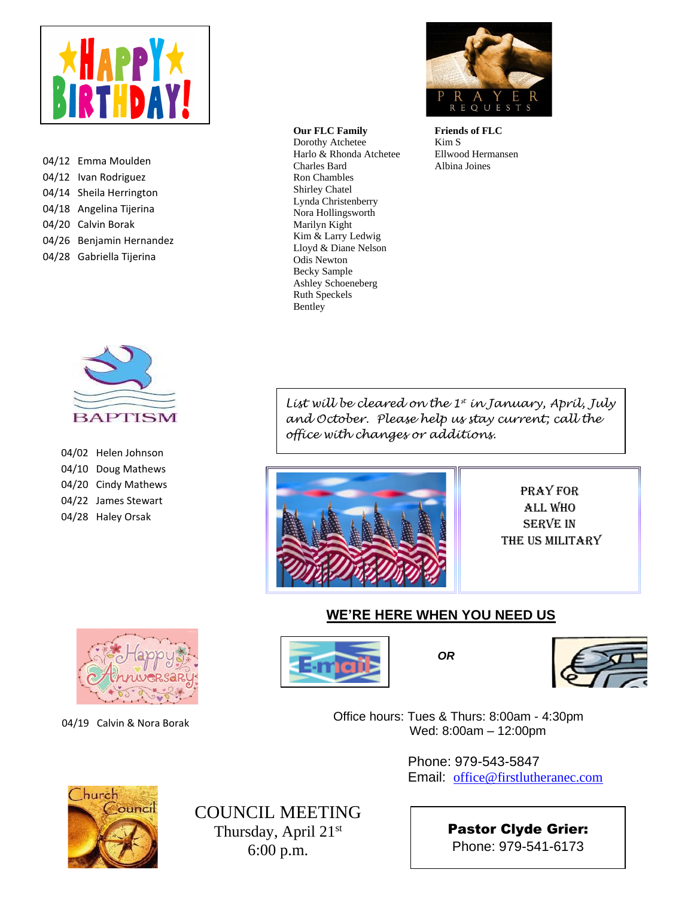## HAPPY BIRTHDAY!

04/12 Emma Moulden
04/12 Ivan Rodriguez
04/14 Sheila Herrington
04/18 Angelina Tijerina
04/20 Calvin Borak
04/26 Benjamin Hernandez
04/28 Gabriella Tijerina

## PRAYER REQUESTS

**Our FLC Family**
Dorothy Atchetee
Harlo & Rhonda Atchetee
Charles Bard
Ron Chambles
Shirley Chatel
Lynda Christenberry
Nora Hollingsworth
Marilyn Kight
Kim & Larry Ledwig
Lloyd & Diane Nelson
Odis Newton
Becky Sample
Ashley Schoeneberg
Ruth Speckels
Bentley

**Friends of FLC**
Kim S
Ellwood Hermansen
Albina Joines

*List will be cleared on the 1st in January, April, July and October. Please help us stay current; call the office with changes or additions.*

PRAY FOR ALL WHO SERVE IN THE US MILITARY

## BAPTISM

04/02 Helen Johnson
04/10 Doug Mathews
04/20 Cindy Mathews
04/22 James Stewart
04/28 Haley Orsak

## Happy Anniversary

04/19 Calvin & Nora Borak

## WE'RE HERE WHEN YOU NEED US

E-mail *OR* Phone

Office hours: Tues & Thurs: 8:00am - 4:30pm
Wed: 8:00am – 12:00pm

Phone: 979-543-5847
Email: office@firstlutheranec.com

## Church Council

COUNCIL MEETING
Thursday, April 21st
6:00 p.m.

**Pastor Clyde Grier:**
Phone: 979-541-6173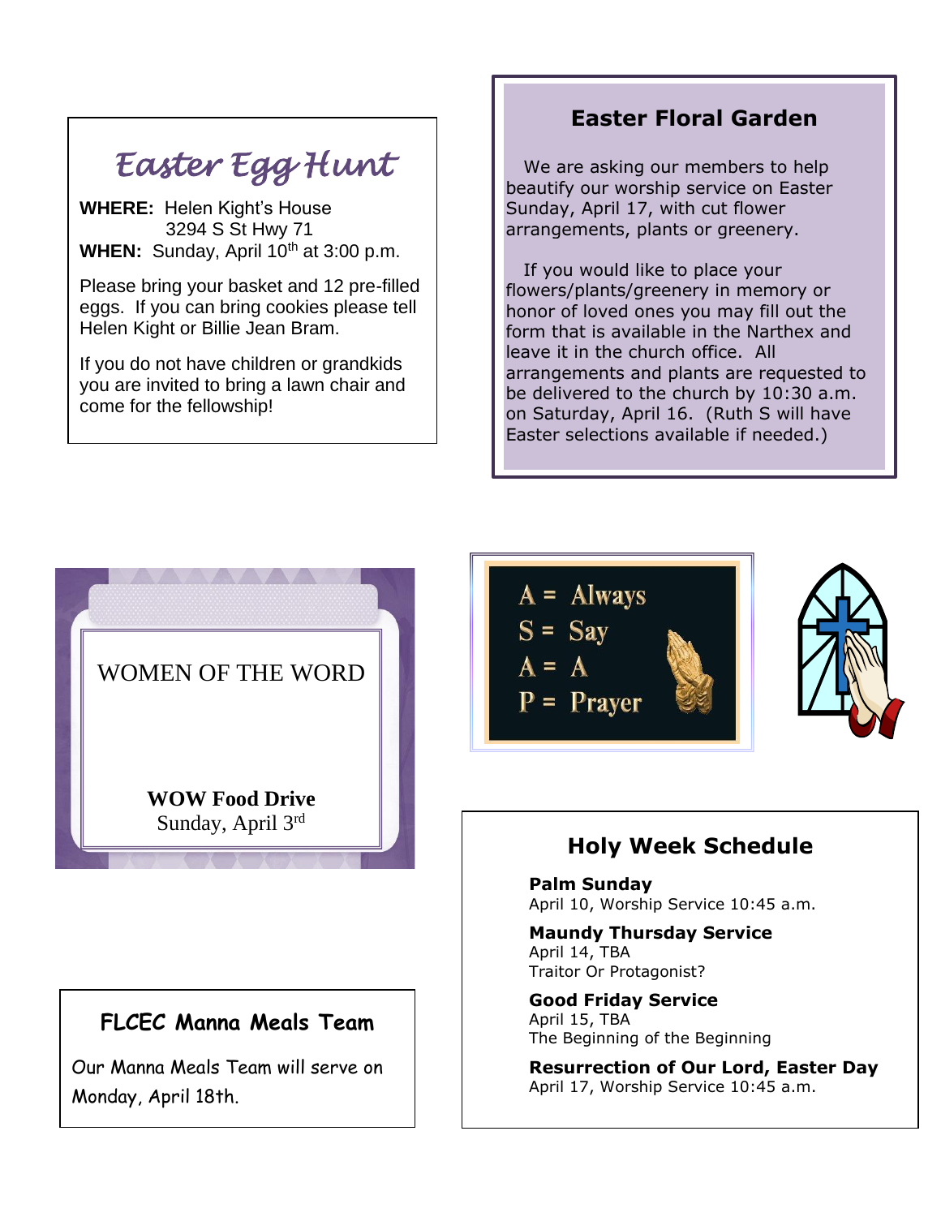## Easter Egg Hunt

**WHERE:** Helen Kight's House
3294 S St Hwy 71
**WHEN:** Sunday, April 10th at 3:00 p.m.

Please bring your basket and 12 pre-filled eggs. If you can bring cookies please tell Helen Kight or Billie Jean Bram.

If you do not have children or grandkids you are invited to bring a lawn chair and come for the fellowship!

## Easter Floral Garden

We are asking our members to help beautify our worship service on Easter Sunday, April 17, with cut flower arrangements, plants or greenery.

If you would like to place your flowers/plants/greenery in memory or honor of loved ones you may fill out the form that is available in the Narthex and leave it in the church office. All arrangements and plants are requested to be delivered to the church by 10:30 a.m. on Saturday, April 16. (Ruth S will have Easter selections available if needed.)

## WOMEN OF THE WORD

**WOW Food Drive**
Sunday, April 3rd

A = Always
S = Say
A = A
P = Prayer

## FLCEC Manna Meals Team

Our Manna Meals Team will serve on Monday, April 18th.

## Holy Week Schedule

**Palm Sunday**
April 10, Worship Service 10:45 a.m.

**Maundy Thursday Service**
April 14, TBA
Traitor Or Protagonist?

**Good Friday Service**
April 15, TBA
The Beginning of the Beginning

**Resurrection of Our Lord, Easter Day**
April 17, Worship Service 10:45 a.m.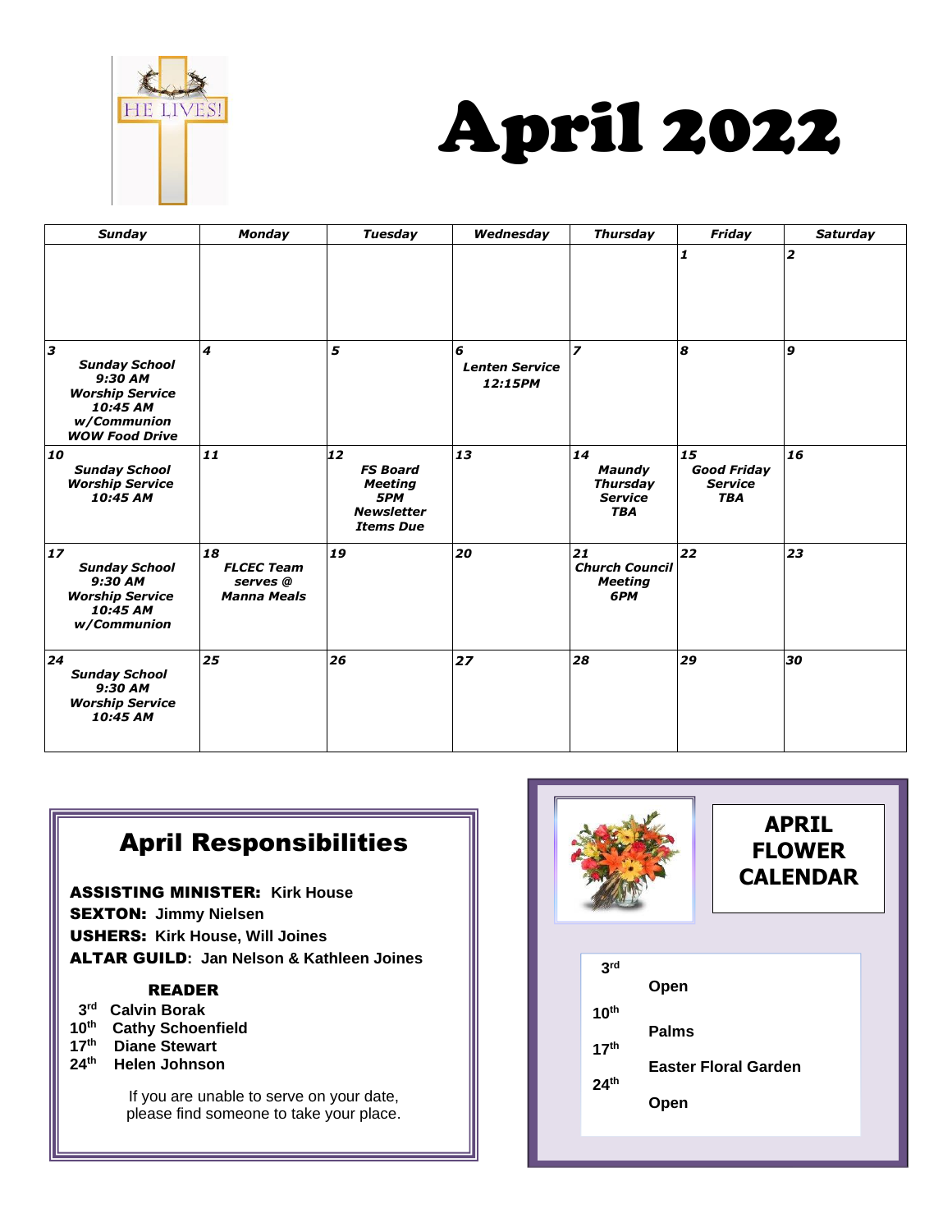# April 2022

| Sunday | Monday | Tuesday | Wednesday | Thursday | Friday | Saturday |
|---|---|---|---|---|---|---|
| | | | | | **1** | **2** |
| **3** Sunday School 9:30 AM Worship Service 10:45 AM w/Communion WOW Food Drive | **4** | **5** | **6** Lenten Service 12:15PM | **7** | **8** | **9** |
| **10** Sunday School Worship Service 10:45 AM | **11** | **12** FS Board Meeting 5PM Newsletter Items Due | **13** | **14** Maundy Thursday Service TBA | **15** Good Friday Service TBA | **16** |
| **17** Sunday School 9:30 AM Worship Service 10:45 AM w/Communion | **18** FLCEC Team serves @ Manna Meals | **19** | **20** | **21** Church Council Meeting 6PM | **22** | **23** |
| **24** Sunday School 9:30 AM Worship Service 10:45 AM | **25** | **26** | **27** | **28** | **29** | **30** |

## April Responsibilities

**ASSISTING MINISTER:** Kirk House
**SEXTON:** Jimmy Nielsen
**USHERS:** Kirk House, Will Joines
**ALTAR GUILD:** Jan Nelson & Kathleen Joines

**READER**

- 3rd Calvin Borak
- 10th Cathy Schoenfield
- 17th Diane Stewart
- 24th Helen Johnson

If you are unable to serve on your date, please find someone to take your place.

## APRIL FLOWER CALENDAR

- 3rd Open
- 10th Palms
- 17th Easter Floral Garden
- 24th Open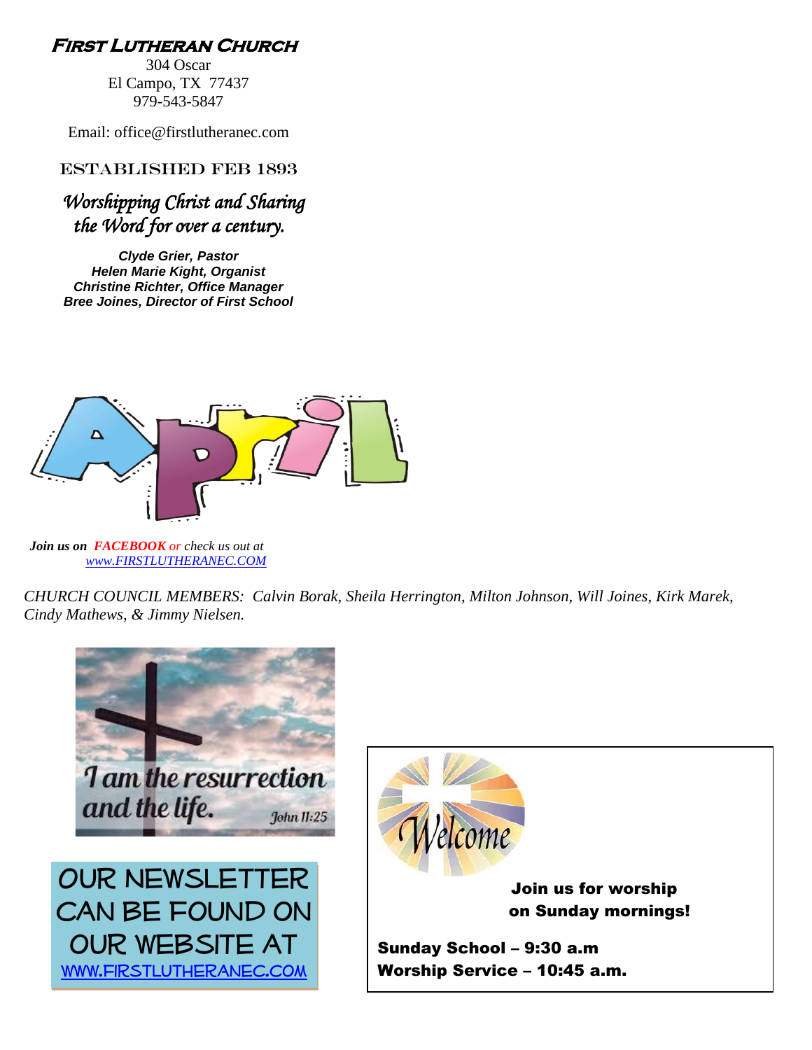# **First Lutheran Church**

304 Oscar
El Campo, TX 77437
979-543-5847

Email: office@firstlutheranec.com

ESTABLISHED FEB 1893

*Worshipping Christ and Sharing the Word for over a century.*

***Clyde Grier, Pastor***
***Helen Marie Kight, Organist***
***Christine Richter, Office Manager***
***Bree Joines, Director of First School***

April

***Join us on** FACEBOOK or check us out at* *www.FIRSTLUTHERANEC.COM*

*CHURCH COUNCIL MEMBERS: Calvin Borak, Sheila Herrington, Milton Johnson, Will Joines, Kirk Marek, Cindy Mathews, & Jimmy Nielsen.*

I am the resurrection and the life. John 11:25

OUR NEWSLETTER CAN BE FOUND ON OUR WEBSITE AT WWW.FIRSTLUTHERANEC.COM

Welcome

**Join us for worship on Sunday mornings!**

**Sunday School – 9:30 a.m**
**Worship Service – 10:45 a.m.**